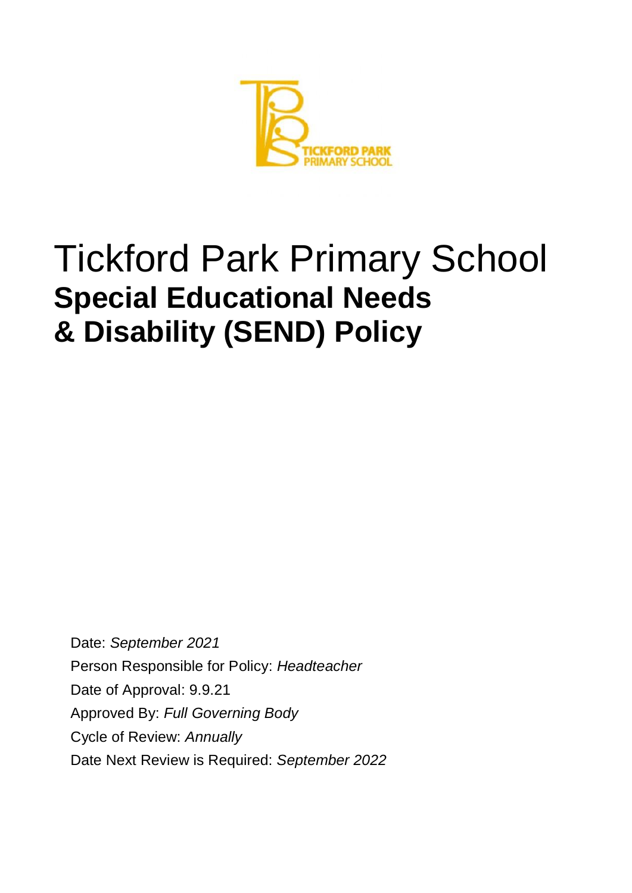# Tickford Park Primary School

## Special Educational Needs & Disability (SEND) Policy

Date: *September 2021*

Person Responsible for Policy: *Headteacher*

Date of Approval: 9.9.21

Approved By: *Full Governing Body*

Cycle of Review: *Annually*

Date Next Review is Required: *September 2022*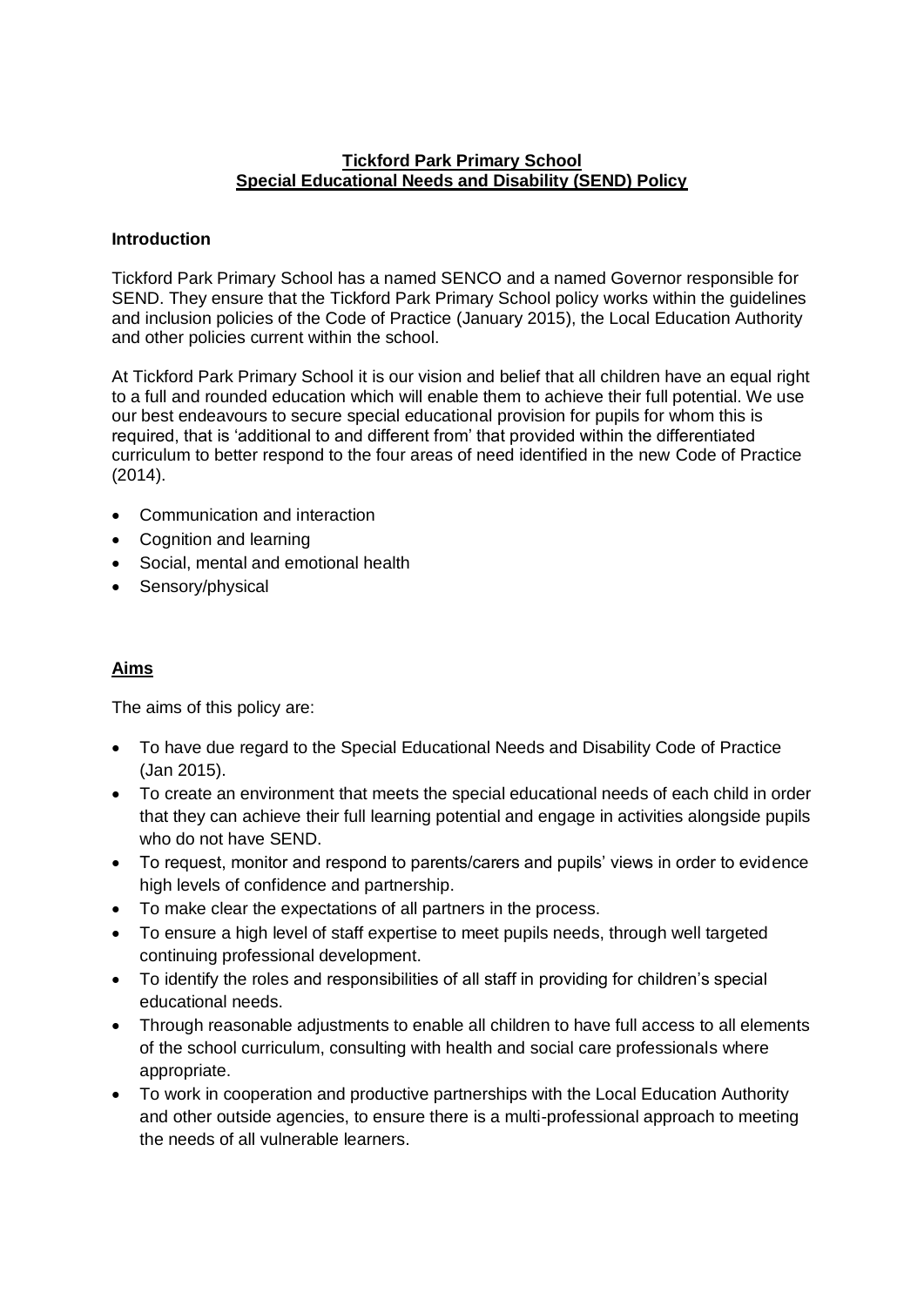**Tickford Park Primary School**
**Special Educational Needs and Disability (SEND) Policy**

**Introduction**

Tickford Park Primary School has a named SENCO and a named Governor responsible for SEND. They ensure that the Tickford Park Primary School policy works within the guidelines and inclusion policies of the Code of Practice (January 2015), the Local Education Authority and other policies current within the school.

At Tickford Park Primary School it is our vision and belief that all children have an equal right to a full and rounded education which will enable them to achieve their full potential. We use our best endeavours to secure special educational provision for pupils for whom this is required, that is 'additional to and different from' that provided within the differentiated curriculum to better respond to the four areas of need identified in the new Code of Practice (2014).

- Communication and interaction
- Cognition and learning
- Social, mental and emotional health
- Sensory/physical

## Aims

The aims of this policy are:

- To have due regard to the Special Educational Needs and Disability Code of Practice (Jan 2015).
- To create an environment that meets the special educational needs of each child in order that they can achieve their full learning potential and engage in activities alongside pupils who do not have SEND.
- To request, monitor and respond to parents/carers and pupils' views in order to evidence high levels of confidence and partnership.
- To make clear the expectations of all partners in the process.
- To ensure a high level of staff expertise to meet pupils needs, through well targeted continuing professional development.
- To identify the roles and responsibilities of all staff in providing for children's special educational needs.
- Through reasonable adjustments to enable all children to have full access to all elements of the school curriculum, consulting with health and social care professionals where appropriate.
- To work in cooperation and productive partnerships with the Local Education Authority and other outside agencies, to ensure there is a multi-professional approach to meeting the needs of all vulnerable learners.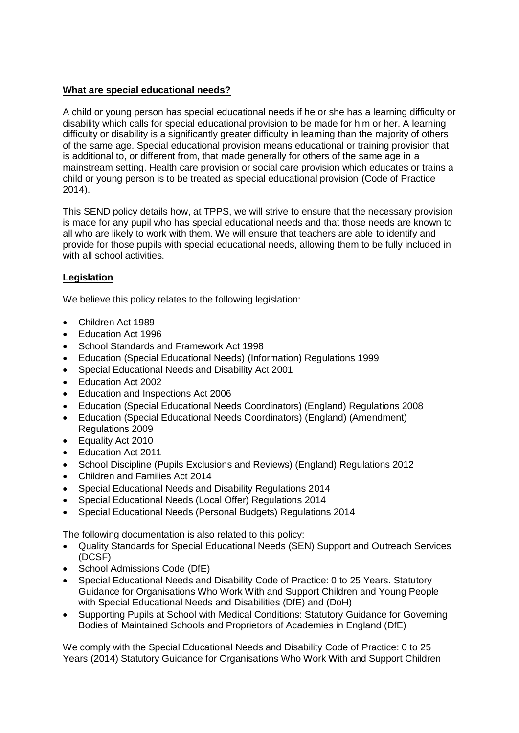**What are special educational needs?**

A child or young person has special educational needs if he or she has a learning difficulty or disability which calls for special educational provision to be made for him or her. A learning difficulty or disability is a significantly greater difficulty in learning than the majority of others of the same age. Special educational provision means educational or training provision that is additional to, or different from, that made generally for others of the same age in a mainstream setting. Health care provision or social care provision which educates or trains a child or young person is to be treated as special educational provision (Code of Practice 2014).

This SEND policy details how, at TPPS, we will strive to ensure that the necessary provision is made for any pupil who has special educational needs and that those needs are known to all who are likely to work with them. We will ensure that teachers are able to identify and provide for those pupils with special educational needs, allowing them to be fully included in with all school activities.

**Legislation**

We believe this policy relates to the following legislation:

- Children Act 1989
- Education Act 1996
- School Standards and Framework Act 1998
- Education (Special Educational Needs) (Information) Regulations 1999
- Special Educational Needs and Disability Act 2001
- Education Act 2002
- Education and Inspections Act 2006
- Education (Special Educational Needs Coordinators) (England) Regulations 2008
- Education (Special Educational Needs Coordinators) (England) (Amendment) Regulations 2009
- Equality Act 2010
- Education Act 2011
- School Discipline (Pupils Exclusions and Reviews) (England) Regulations 2012
- Children and Families Act 2014
- Special Educational Needs and Disability Regulations 2014
- Special Educational Needs (Local Offer) Regulations 2014
- Special Educational Needs (Personal Budgets) Regulations 2014

The following documentation is also related to this policy:

- Quality Standards for Special Educational Needs (SEN) Support and Outreach Services (DCSF)
- School Admissions Code (DfE)
- Special Educational Needs and Disability Code of Practice: 0 to 25 Years. Statutory Guidance for Organisations Who Work With and Support Children and Young People with Special Educational Needs and Disabilities (DfE) and (DoH)
- Supporting Pupils at School with Medical Conditions: Statutory Guidance for Governing Bodies of Maintained Schools and Proprietors of Academies in England (DfE)

We comply with the Special Educational Needs and Disability Code of Practice: 0 to 25 Years (2014) Statutory Guidance for Organisations Who Work With and Support Children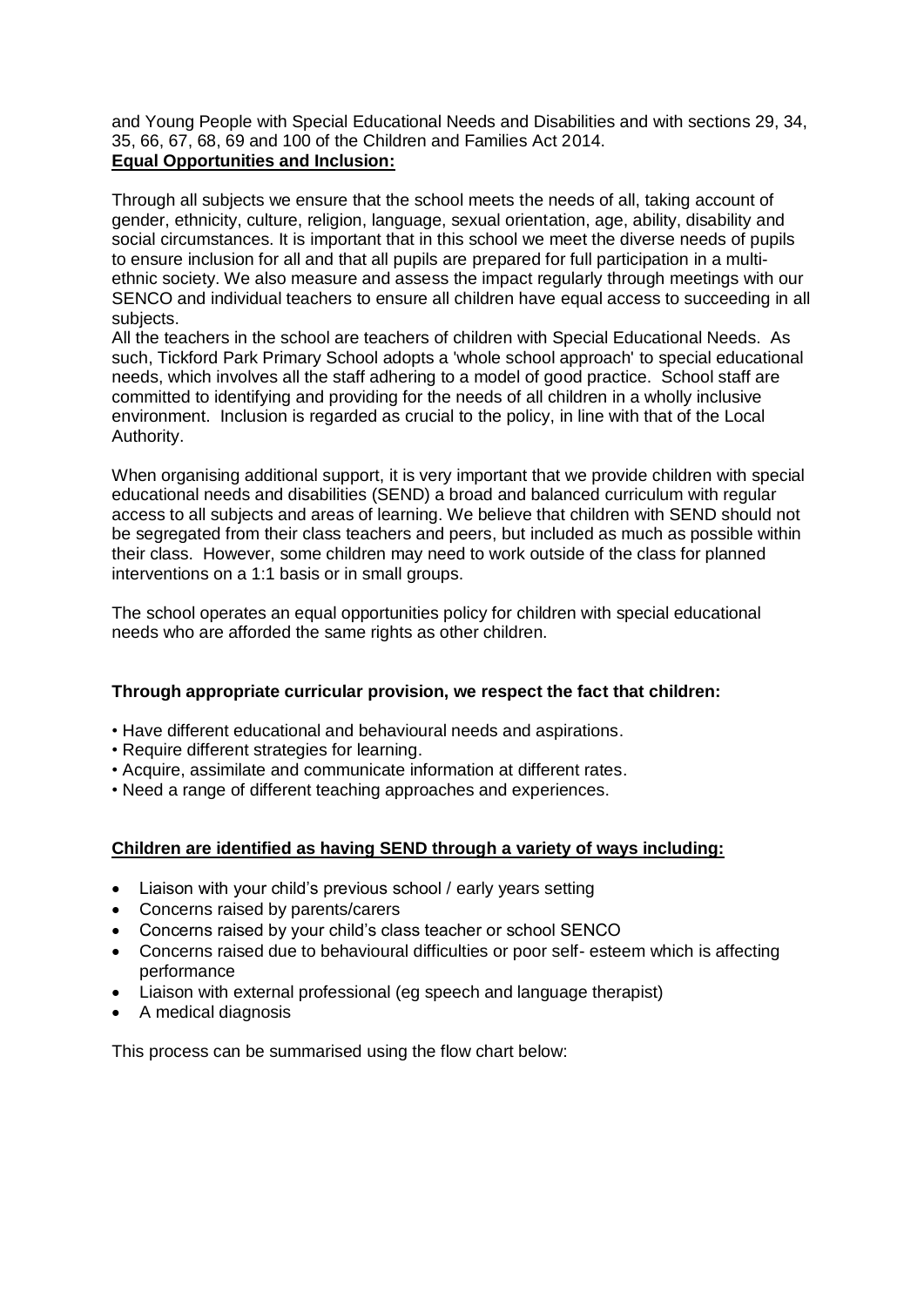and Young People with Special Educational Needs and Disabilities and with sections 29, 34, 35, 66, 67, 68, 69 and 100 of the Children and Families Act 2014.

**Equal Opportunities and Inclusion:**

Through all subjects we ensure that the school meets the needs of all, taking account of gender, ethnicity, culture, religion, language, sexual orientation, age, ability, disability and social circumstances. It is important that in this school we meet the diverse needs of pupils to ensure inclusion for all and that all pupils are prepared for full participation in a multi-ethnic society. We also measure and assess the impact regularly through meetings with our SENCO and individual teachers to ensure all children have equal access to succeeding in all subjects.

All the teachers in the school are teachers of children with Special Educational Needs. As such, Tickford Park Primary School adopts a 'whole school approach' to special educational needs, which involves all the staff adhering to a model of good practice. School staff are committed to identifying and providing for the needs of all children in a wholly inclusive environment. Inclusion is regarded as crucial to the policy, in line with that of the Local Authority.

When organising additional support, it is very important that we provide children with special educational needs and disabilities (SEND) a broad and balanced curriculum with regular access to all subjects and areas of learning. We believe that children with SEND should not be segregated from their class teachers and peers, but included as much as possible within their class. However, some children may need to work outside of the class for planned interventions on a 1:1 basis or in small groups.

The school operates an equal opportunities policy for children with special educational needs who are afforded the same rights as other children.

**Through appropriate curricular provision, we respect the fact that children:**

- Have different educational and behavioural needs and aspirations.
- Require different strategies for learning.
- Acquire, assimilate and communicate information at different rates.
- Need a range of different teaching approaches and experiences.

**Children are identified as having SEND through a variety of ways including:**

- Liaison with your child's previous school / early years setting
- Concerns raised by parents/carers
- Concerns raised by your child's class teacher or school SENCO
- Concerns raised due to behavioural difficulties or poor self- esteem which is affecting performance
- Liaison with external professional (eg speech and language therapist)
- A medical diagnosis

This process can be summarised using the flow chart below: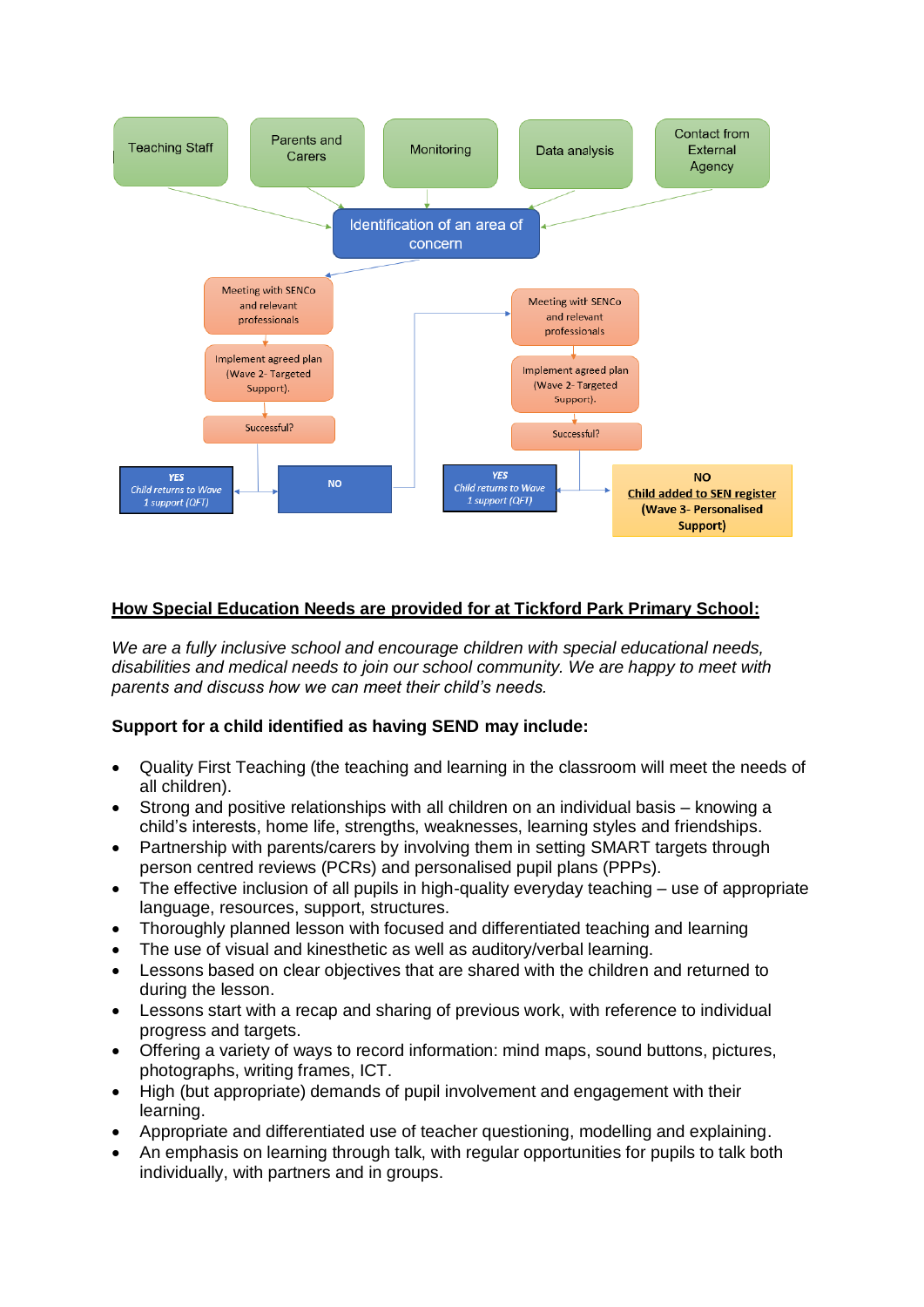Teaching Staff

Parents and Carers

Monitoring

Data analysis

Contact from External Agency

Identification of an area of concern

Meeting with SENCo and relevant professionals

Implement agreed plan (Wave 2- Targeted Support).

Successful?

**YES** *Child returns to Wave 1 support (QFT)*

NO

Meeting with SENCo and relevant professionals

Implement agreed plan (Wave 2- Targeted Support).

Successful?

**YES** *Child returns to Wave 1 support (QFT)*

**NO** **Child added to SEN register (Wave 3- Personalised Support)**

## How Special Education Needs are provided for at Tickford Park Primary School:

*We are a fully inclusive school and encourage children with special educational needs, disabilities and medical needs to join our school community. We are happy to meet with parents and discuss how we can meet their child's needs.*

**Support for a child identified as having SEND may include:**

- Quality First Teaching (the teaching and learning in the classroom will meet the needs of all children).
- Strong and positive relationships with all children on an individual basis – knowing a child's interests, home life, strengths, weaknesses, learning styles and friendships.
- Partnership with parents/carers by involving them in setting SMART targets through person centred reviews (PCRs) and personalised pupil plans (PPPs).
- The effective inclusion of all pupils in high-quality everyday teaching – use of appropriate language, resources, support, structures.
- Thoroughly planned lesson with focused and differentiated teaching and learning
- The use of visual and kinesthetic as well as auditory/verbal learning.
- Lessons based on clear objectives that are shared with the children and returned to during the lesson.
- Lessons start with a recap and sharing of previous work, with reference to individual progress and targets.
- Offering a variety of ways to record information: mind maps, sound buttons, pictures, photographs, writing frames, ICT.
- High (but appropriate) demands of pupil involvement and engagement with their learning.
- Appropriate and differentiated use of teacher questioning, modelling and explaining.
- An emphasis on learning through talk, with regular opportunities for pupils to talk both individually, with partners and in groups.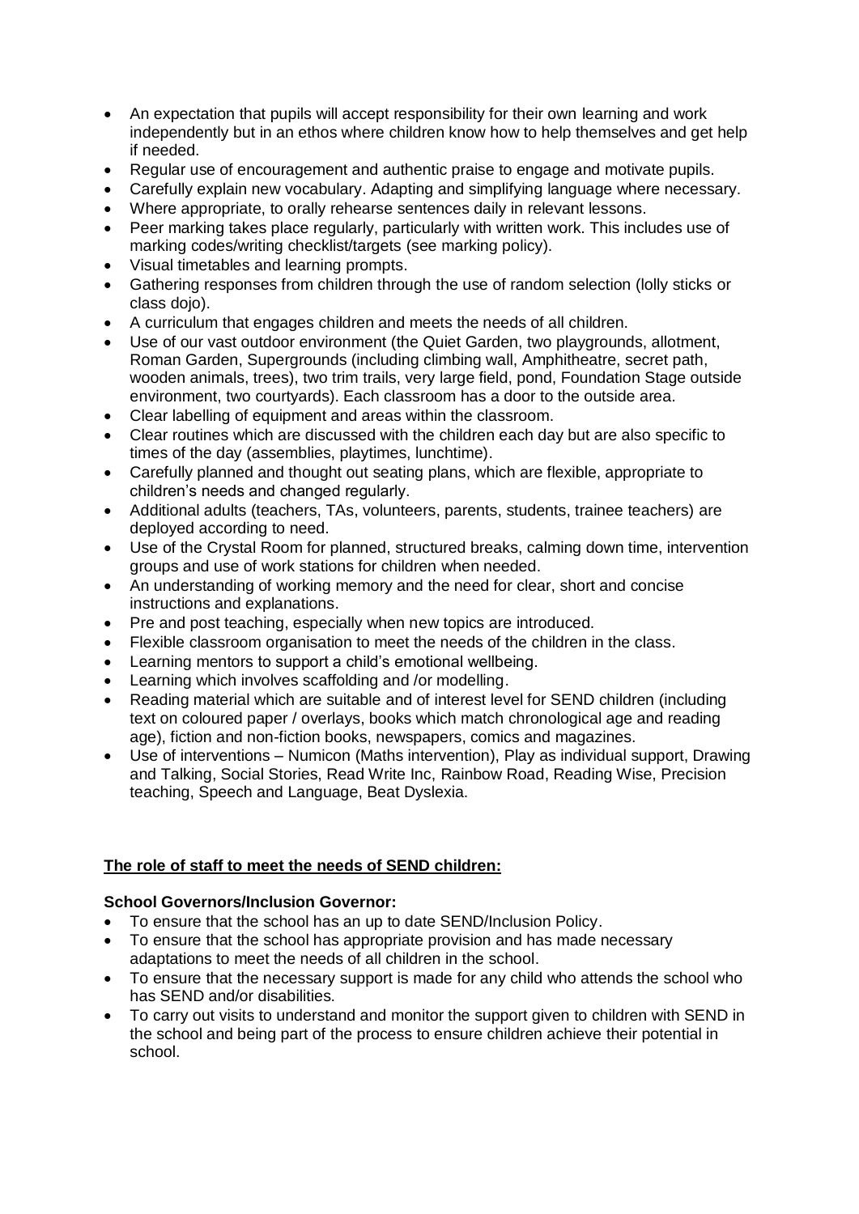- An expectation that pupils will accept responsibility for their own learning and work independently but in an ethos where children know how to help themselves and get help if needed.
- Regular use of encouragement and authentic praise to engage and motivate pupils.
- Carefully explain new vocabulary. Adapting and simplifying language where necessary.
- Where appropriate, to orally rehearse sentences daily in relevant lessons.
- Peer marking takes place regularly, particularly with written work. This includes use of marking codes/writing checklist/targets (see marking policy).
- Visual timetables and learning prompts.
- Gathering responses from children through the use of random selection (lolly sticks or class dojo).
- A curriculum that engages children and meets the needs of all children.
- Use of our vast outdoor environment (the Quiet Garden, two playgrounds, allotment, Roman Garden, Supergrounds (including climbing wall, Amphitheatre, secret path, wooden animals, trees), two trim trails, very large field, pond, Foundation Stage outside environment, two courtyards). Each classroom has a door to the outside area.
- Clear labelling of equipment and areas within the classroom.
- Clear routines which are discussed with the children each day but are also specific to times of the day (assemblies, playtimes, lunchtime).
- Carefully planned and thought out seating plans, which are flexible, appropriate to children's needs and changed regularly.
- Additional adults (teachers, TAs, volunteers, parents, students, trainee teachers) are deployed according to need.
- Use of the Crystal Room for planned, structured breaks, calming down time, intervention groups and use of work stations for children when needed.
- An understanding of working memory and the need for clear, short and concise instructions and explanations.
- Pre and post teaching, especially when new topics are introduced.
- Flexible classroom organisation to meet the needs of the children in the class.
- Learning mentors to support a child's emotional wellbeing.
- Learning which involves scaffolding and /or modelling.
- Reading material which are suitable and of interest level for SEND children (including text on coloured paper / overlays, books which match chronological age and reading age), fiction and non-fiction books, newspapers, comics and magazines.
- Use of interventions – Numicon (Maths intervention), Play as individual support, Drawing and Talking, Social Stories, Read Write Inc, Rainbow Road, Reading Wise, Precision teaching, Speech and Language, Beat Dyslexia.

## The role of staff to meet the needs of SEND children:

**School Governors/Inclusion Governor:**

- To ensure that the school has an up to date SEND/Inclusion Policy.
- To ensure that the school has appropriate provision and has made necessary adaptations to meet the needs of all children in the school.
- To ensure that the necessary support is made for any child who attends the school who has SEND and/or disabilities.
- To carry out visits to understand and monitor the support given to children with SEND in the school and being part of the process to ensure children achieve their potential in school.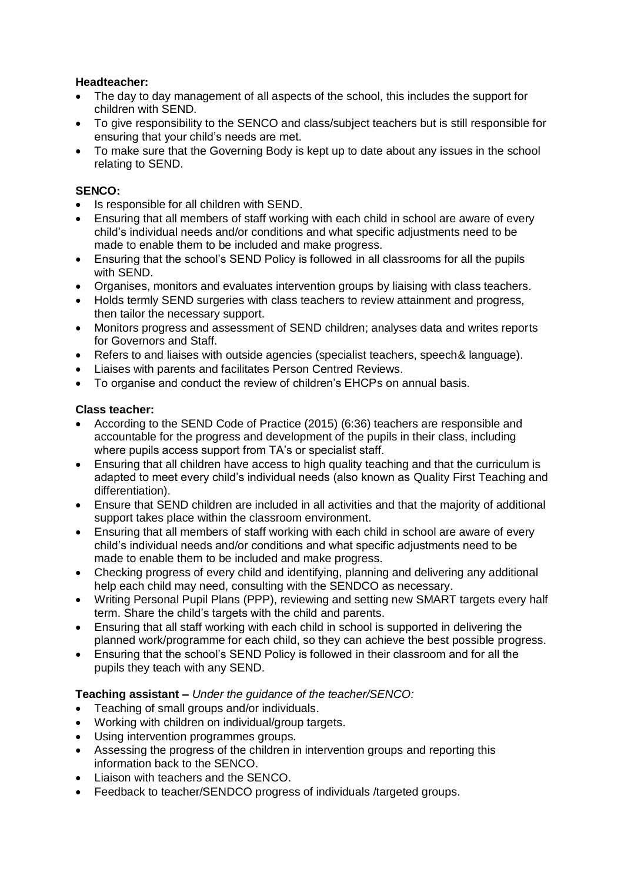**Headteacher:**

- The day to day management of all aspects of the school, this includes the support for children with SEND.
- To give responsibility to the SENCO and class/subject teachers but is still responsible for ensuring that your child's needs are met.
- To make sure that the Governing Body is kept up to date about any issues in the school relating to SEND.

**SENCO:**

- Is responsible for all children with SEND.
- Ensuring that all members of staff working with each child in school are aware of every child's individual needs and/or conditions and what specific adjustments need to be made to enable them to be included and make progress.
- Ensuring that the school's SEND Policy is followed in all classrooms for all the pupils with SEND.
- Organises, monitors and evaluates intervention groups by liaising with class teachers.
- Holds termly SEND surgeries with class teachers to review attainment and progress, then tailor the necessary support.
- Monitors progress and assessment of SEND children; analyses data and writes reports for Governors and Staff.
- Refers to and liaises with outside agencies (specialist teachers, speech& language).
- Liaises with parents and facilitates Person Centred Reviews.
- To organise and conduct the review of children's EHCPs on annual basis.

**Class teacher:**

- According to the SEND Code of Practice (2015) (6:36) teachers are responsible and accountable for the progress and development of the pupils in their class, including where pupils access support from TA's or specialist staff.
- Ensuring that all children have access to high quality teaching and that the curriculum is adapted to meet every child's individual needs (also known as Quality First Teaching and differentiation).
- Ensure that SEND children are included in all activities and that the majority of additional support takes place within the classroom environment.
- Ensuring that all members of staff working with each child in school are aware of every child's individual needs and/or conditions and what specific adjustments need to be made to enable them to be included and make progress.
- Checking progress of every child and identifying, planning and delivering any additional help each child may need, consulting with the SENDCO as necessary.
- Writing Personal Pupil Plans (PPP), reviewing and setting new SMART targets every half term. Share the child's targets with the child and parents.
- Ensuring that all staff working with each child in school is supported in delivering the planned work/programme for each child, so they can achieve the best possible progress.
- Ensuring that the school's SEND Policy is followed in their classroom and for all the pupils they teach with any SEND.

**Teaching assistant –** *Under the guidance of the teacher/SENCO:*

- Teaching of small groups and/or individuals.
- Working with children on individual/group targets.
- Using intervention programmes groups.
- Assessing the progress of the children in intervention groups and reporting this information back to the SENCO.
- Liaison with teachers and the SENCO.
- Feedback to teacher/SENDCO progress of individuals /targeted groups.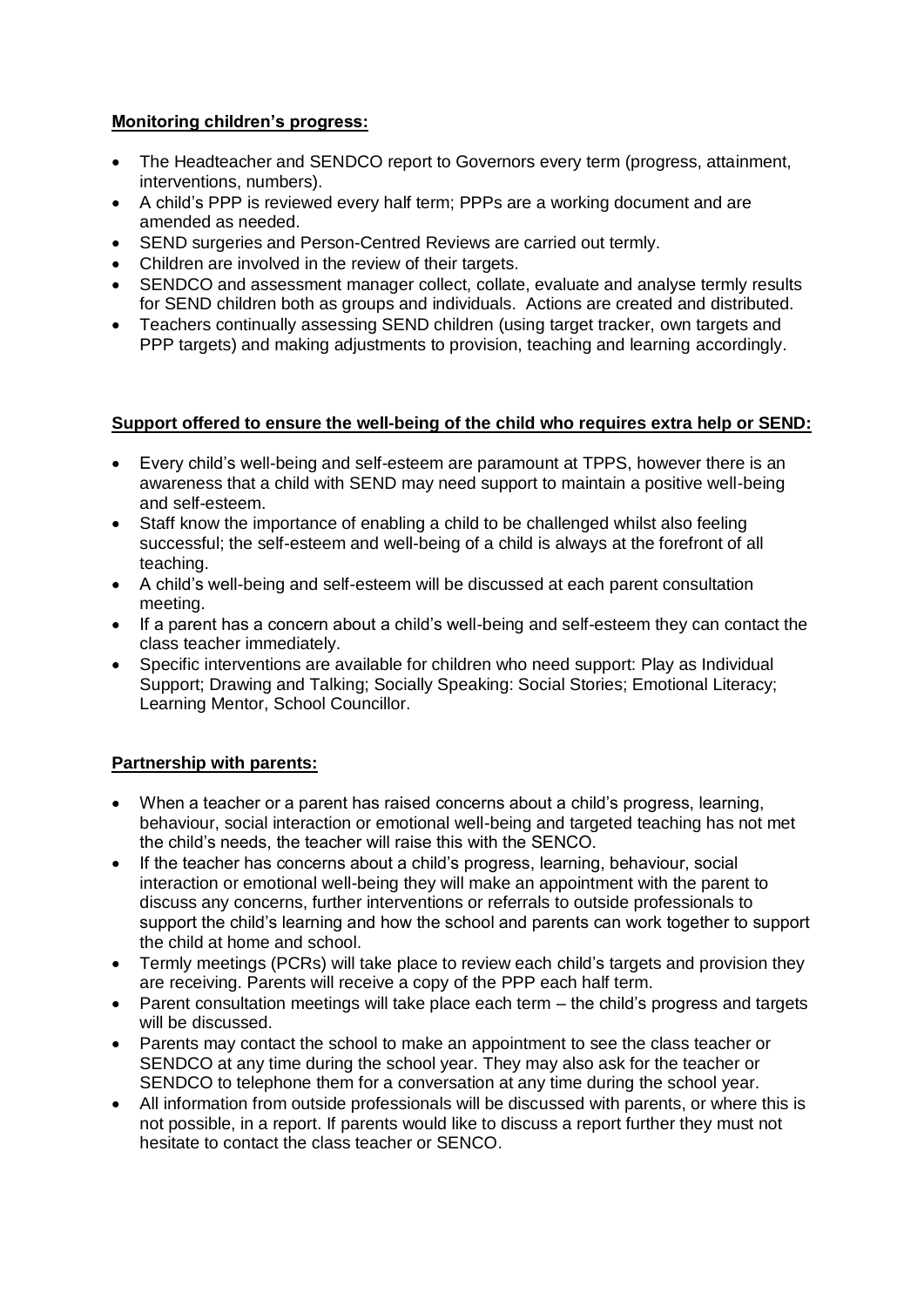**Monitoring children's progress:**

- The Headteacher and SENDCO report to Governors every term (progress, attainment, interventions, numbers).
- A child's PPP is reviewed every half term; PPPs are a working document and are amended as needed.
- SEND surgeries and Person-Centred Reviews are carried out termly.
- Children are involved in the review of their targets.
- SENDCO and assessment manager collect, collate, evaluate and analyse termly results for SEND children both as groups and individuals. Actions are created and distributed.
- Teachers continually assessing SEND children (using target tracker, own targets and PPP targets) and making adjustments to provision, teaching and learning accordingly.

**Support offered to ensure the well-being of the child who requires extra help or SEND:**

- Every child's well-being and self-esteem are paramount at TPPS, however there is an awareness that a child with SEND may need support to maintain a positive well-being and self-esteem.
- Staff know the importance of enabling a child to be challenged whilst also feeling successful; the self-esteem and well-being of a child is always at the forefront of all teaching.
- A child's well-being and self-esteem will be discussed at each parent consultation meeting.
- If a parent has a concern about a child's well-being and self-esteem they can contact the class teacher immediately.
- Specific interventions are available for children who need support: Play as Individual Support; Drawing and Talking; Socially Speaking: Social Stories; Emotional Literacy; Learning Mentor, School Councillor.

**Partnership with parents:**

- When a teacher or a parent has raised concerns about a child's progress, learning, behaviour, social interaction or emotional well-being and targeted teaching has not met the child's needs, the teacher will raise this with the SENCO.
- If the teacher has concerns about a child's progress, learning, behaviour, social interaction or emotional well-being they will make an appointment with the parent to discuss any concerns, further interventions or referrals to outside professionals to support the child's learning and how the school and parents can work together to support the child at home and school.
- Termly meetings (PCRs) will take place to review each child's targets and provision they are receiving. Parents will receive a copy of the PPP each half term.
- Parent consultation meetings will take place each term – the child's progress and targets will be discussed.
- Parents may contact the school to make an appointment to see the class teacher or SENDCO at any time during the school year. They may also ask for the teacher or SENDCO to telephone them for a conversation at any time during the school year.
- All information from outside professionals will be discussed with parents, or where this is not possible, in a report. If parents would like to discuss a report further they must not hesitate to contact the class teacher or SENCO.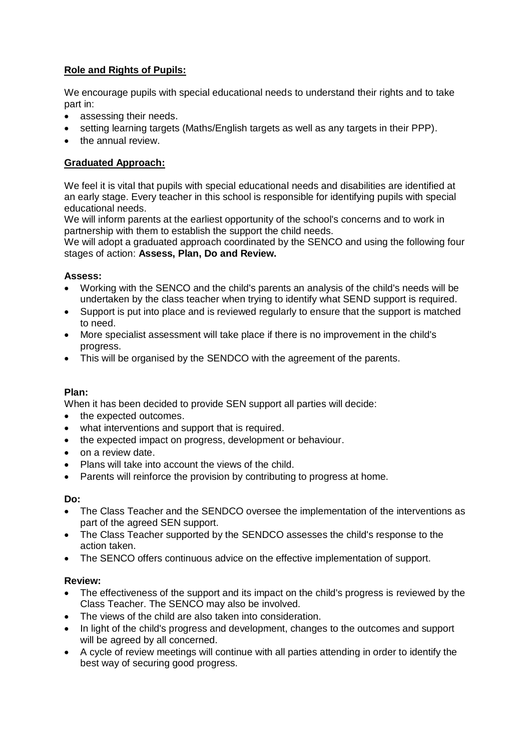**Role and Rights of Pupils:**

We encourage pupils with special educational needs to understand their rights and to take part in:

- assessing their needs.
- setting learning targets (Maths/English targets as well as any targets in their PPP).
- the annual review.

**Graduated Approach:**

We feel it is vital that pupils with special educational needs and disabilities are identified at an early stage. Every teacher in this school is responsible for identifying pupils with special educational needs.

We will inform parents at the earliest opportunity of the school's concerns and to work in partnership with them to establish the support the child needs.

We will adopt a graduated approach coordinated by the SENCO and using the following four stages of action: **Assess, Plan, Do and Review.**

**Assess:**

- Working with the SENCO and the child's parents an analysis of the child's needs will be undertaken by the class teacher when trying to identify what SEND support is required.
- Support is put into place and is reviewed regularly to ensure that the support is matched to need.
- More specialist assessment will take place if there is no improvement in the child's progress.
- This will be organised by the SENDCO with the agreement of the parents.

**Plan:**

When it has been decided to provide SEN support all parties will decide:

- the expected outcomes.
- what interventions and support that is required.
- the expected impact on progress, development or behaviour.
- on a review date.
- Plans will take into account the views of the child.
- Parents will reinforce the provision by contributing to progress at home.

**Do:**

- The Class Teacher and the SENDCO oversee the implementation of the interventions as part of the agreed SEN support.
- The Class Teacher supported by the SENDCO assesses the child's response to the action taken.
- The SENCO offers continuous advice on the effective implementation of support.

**Review:**

- The effectiveness of the support and its impact on the child's progress is reviewed by the Class Teacher. The SENCO may also be involved.
- The views of the child are also taken into consideration.
- In light of the child's progress and development, changes to the outcomes and support will be agreed by all concerned.
- A cycle of review meetings will continue with all parties attending in order to identify the best way of securing good progress.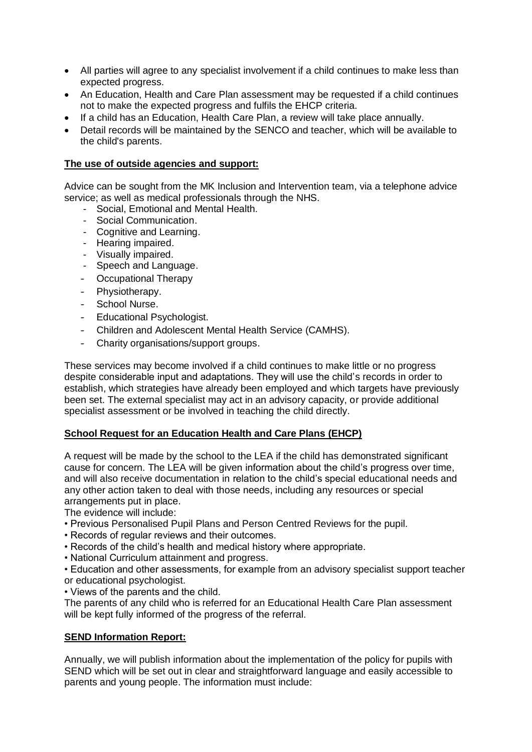- All parties will agree to any specialist involvement if a child continues to make less than expected progress.
- An Education, Health and Care Plan assessment may be requested if a child continues not to make the expected progress and fulfils the EHCP criteria.
- If a child has an Education, Health Care Plan, a review will take place annually.
- Detail records will be maintained by the SENCO and teacher, which will be available to the child's parents.

**The use of outside agencies and support:**

Advice can be sought from the MK Inclusion and Intervention team, via a telephone advice service; as well as medical professionals through the NHS.

- Social, Emotional and Mental Health.
- Social Communication.
- Cognitive and Learning.
- Hearing impaired.
- Visually impaired.
- Speech and Language.
- Occupational Therapy
- Physiotherapy.
- School Nurse.
- Educational Psychologist.
- Children and Adolescent Mental Health Service (CAMHS).
- Charity organisations/support groups.

These services may become involved if a child continues to make little or no progress despite considerable input and adaptations. They will use the child's records in order to establish, which strategies have already been employed and which targets have previously been set. The external specialist may act in an advisory capacity, or provide additional specialist assessment or be involved in teaching the child directly.

**School Request for an Education Health and Care Plans (EHCP)**

A request will be made by the school to the LEA if the child has demonstrated significant cause for concern. The LEA will be given information about the child's progress over time, and will also receive documentation in relation to the child's special educational needs and any other action taken to deal with those needs, including any resources or special arrangements put in place.

The evidence will include:

- Previous Personalised Pupil Plans and Person Centred Reviews for the pupil.
- Records of regular reviews and their outcomes.
- Records of the child's health and medical history where appropriate.
- National Curriculum attainment and progress.
- Education and other assessments, for example from an advisory specialist support teacher or educational psychologist.
- Views of the parents and the child.

The parents of any child who is referred for an Educational Health Care Plan assessment will be kept fully informed of the progress of the referral.

**SEND Information Report:**

Annually, we will publish information about the implementation of the policy for pupils with SEND which will be set out in clear and straightforward language and easily accessible to parents and young people. The information must include: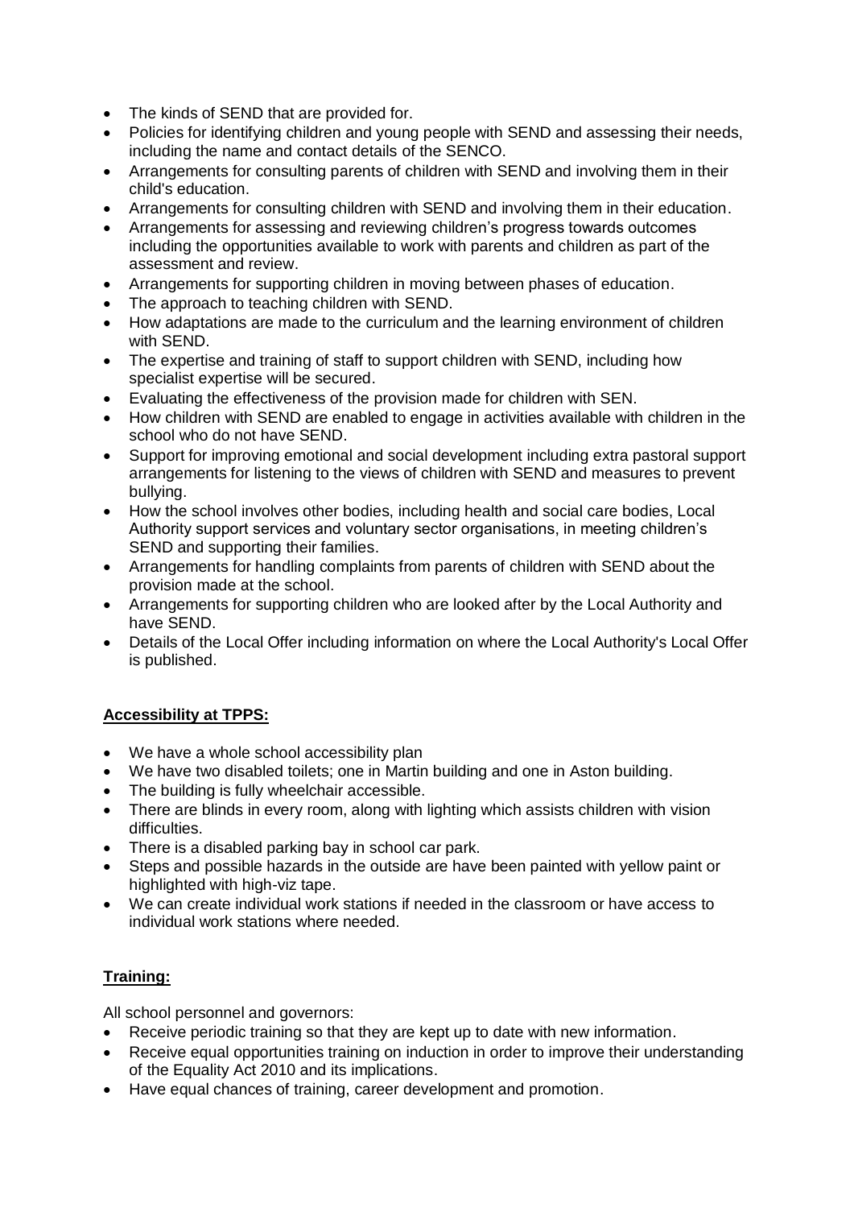- The kinds of SEND that are provided for.
- Policies for identifying children and young people with SEND and assessing their needs, including the name and contact details of the SENCO.
- Arrangements for consulting parents of children with SEND and involving them in their child's education.
- Arrangements for consulting children with SEND and involving them in their education.
- Arrangements for assessing and reviewing children's progress towards outcomes including the opportunities available to work with parents and children as part of the assessment and review.
- Arrangements for supporting children in moving between phases of education.
- The approach to teaching children with SEND.
- How adaptations are made to the curriculum and the learning environment of children with SEND.
- The expertise and training of staff to support children with SEND, including how specialist expertise will be secured.
- Evaluating the effectiveness of the provision made for children with SEN.
- How children with SEND are enabled to engage in activities available with children in the school who do not have SEND.
- Support for improving emotional and social development including extra pastoral support arrangements for listening to the views of children with SEND and measures to prevent bullying.
- How the school involves other bodies, including health and social care bodies, Local Authority support services and voluntary sector organisations, in meeting children's SEND and supporting their families.
- Arrangements for handling complaints from parents of children with SEND about the provision made at the school.
- Arrangements for supporting children who are looked after by the Local Authority and have SEND.
- Details of the Local Offer including information on where the Local Authority's Local Offer is published.

**Accessibility at TPPS:**

- We have a whole school accessibility plan
- We have two disabled toilets; one in Martin building and one in Aston building.
- The building is fully wheelchair accessible.
- There are blinds in every room, along with lighting which assists children with vision difficulties.
- There is a disabled parking bay in school car park.
- Steps and possible hazards in the outside are have been painted with yellow paint or highlighted with high-viz tape.
- We can create individual work stations if needed in the classroom or have access to individual work stations where needed.

**Training:**

All school personnel and governors:

- Receive periodic training so that they are kept up to date with new information.
- Receive equal opportunities training on induction in order to improve their understanding of the Equality Act 2010 and its implications.
- Have equal chances of training, career development and promotion.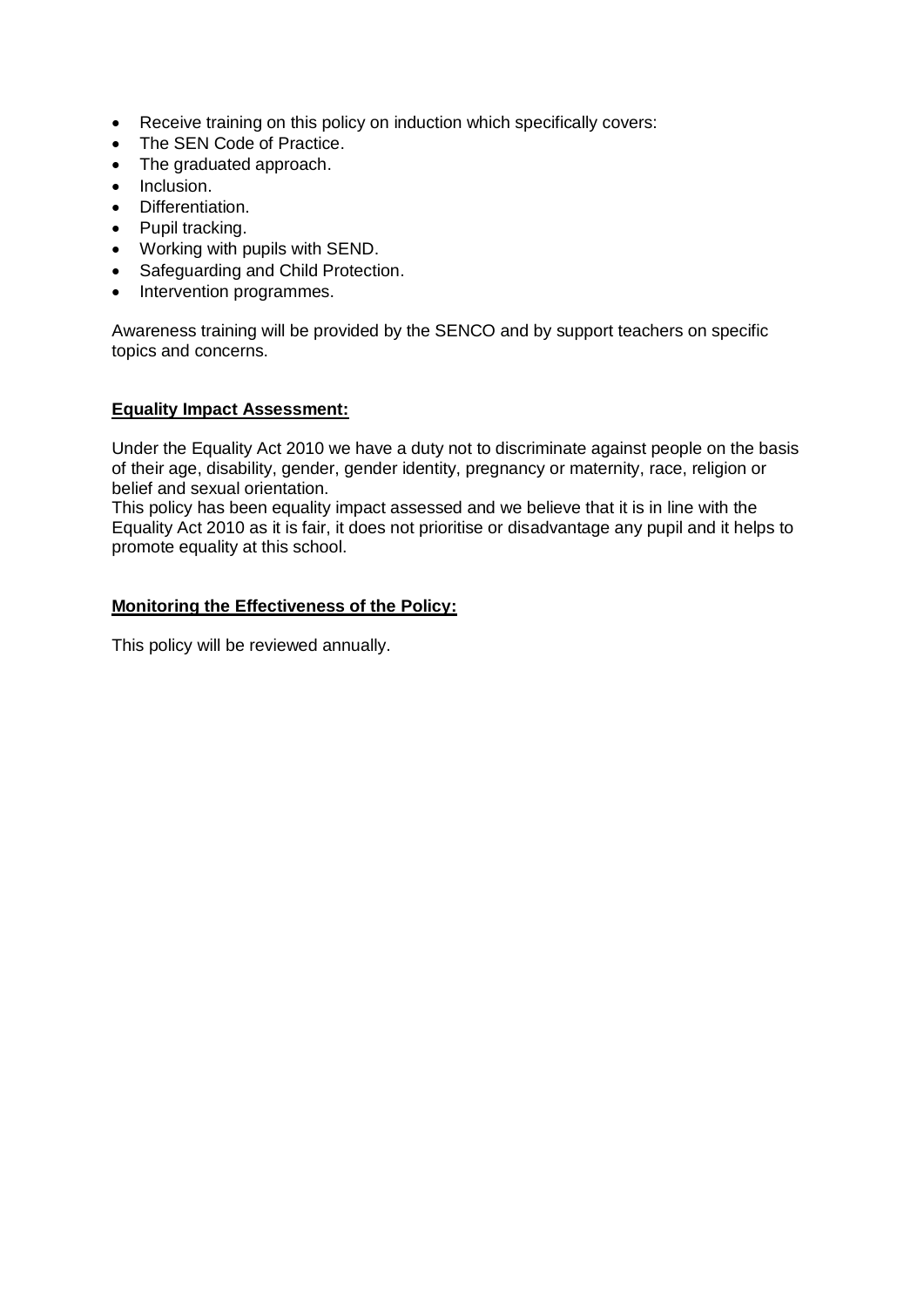- Receive training on this policy on induction which specifically covers:
- The SEN Code of Practice.
- The graduated approach.
- Inclusion.
- Differentiation.
- Pupil tracking.
- Working with pupils with SEND.
- Safeguarding and Child Protection.
- Intervention programmes.

Awareness training will be provided by the SENCO and by support teachers on specific topics and concerns.

**Equality Impact Assessment:**

Under the Equality Act 2010 we have a duty not to discriminate against people on the basis of their age, disability, gender, gender identity, pregnancy or maternity, race, religion or belief and sexual orientation.
This policy has been equality impact assessed and we believe that it is in line with the Equality Act 2010 as it is fair, it does not prioritise or disadvantage any pupil and it helps to promote equality at this school.

**Monitoring the Effectiveness of the Policy:**

This policy will be reviewed annually.